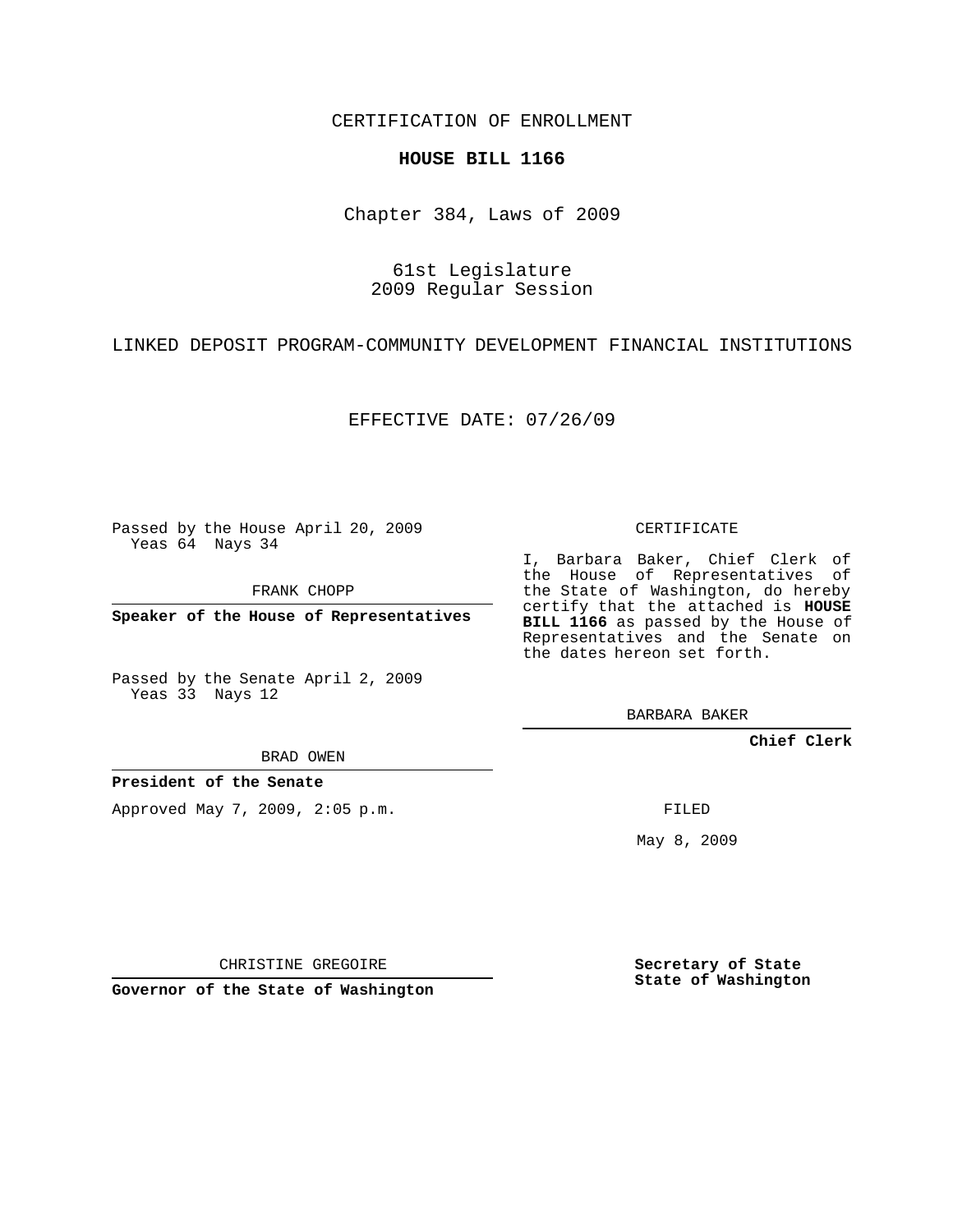CERTIFICATION OF ENROLLMENT

**HOUSE BILL 1166**

Chapter 384, Laws of 2009

61st Legislature
2009 Regular Session

LINKED DEPOSIT PROGRAM-COMMUNITY DEVELOPMENT FINANCIAL INSTITUTIONS

EFFECTIVE DATE: 07/26/09

Passed by the House April 20, 2009
Yeas 64 Nays 34

FRANK CHOPP

**Speaker of the House of Representatives**

Passed by the Senate April 2, 2009
Yeas 33 Nays 12

BRAD OWEN

**President of the Senate**

Approved May 7, 2009, 2:05 p.m.

CHRISTINE GREGOIRE

**Governor of the State of Washington**

CERTIFICATE

I, Barbara Baker, Chief Clerk of the House of Representatives of the State of Washington, do hereby certify that the attached is **HOUSE BILL 1166** as passed by the House of Representatives and the Senate on the dates hereon set forth.

BARBARA BAKER

**Chief Clerk**

FILED

May 8, 2009

**Secretary of State**
**State of Washington**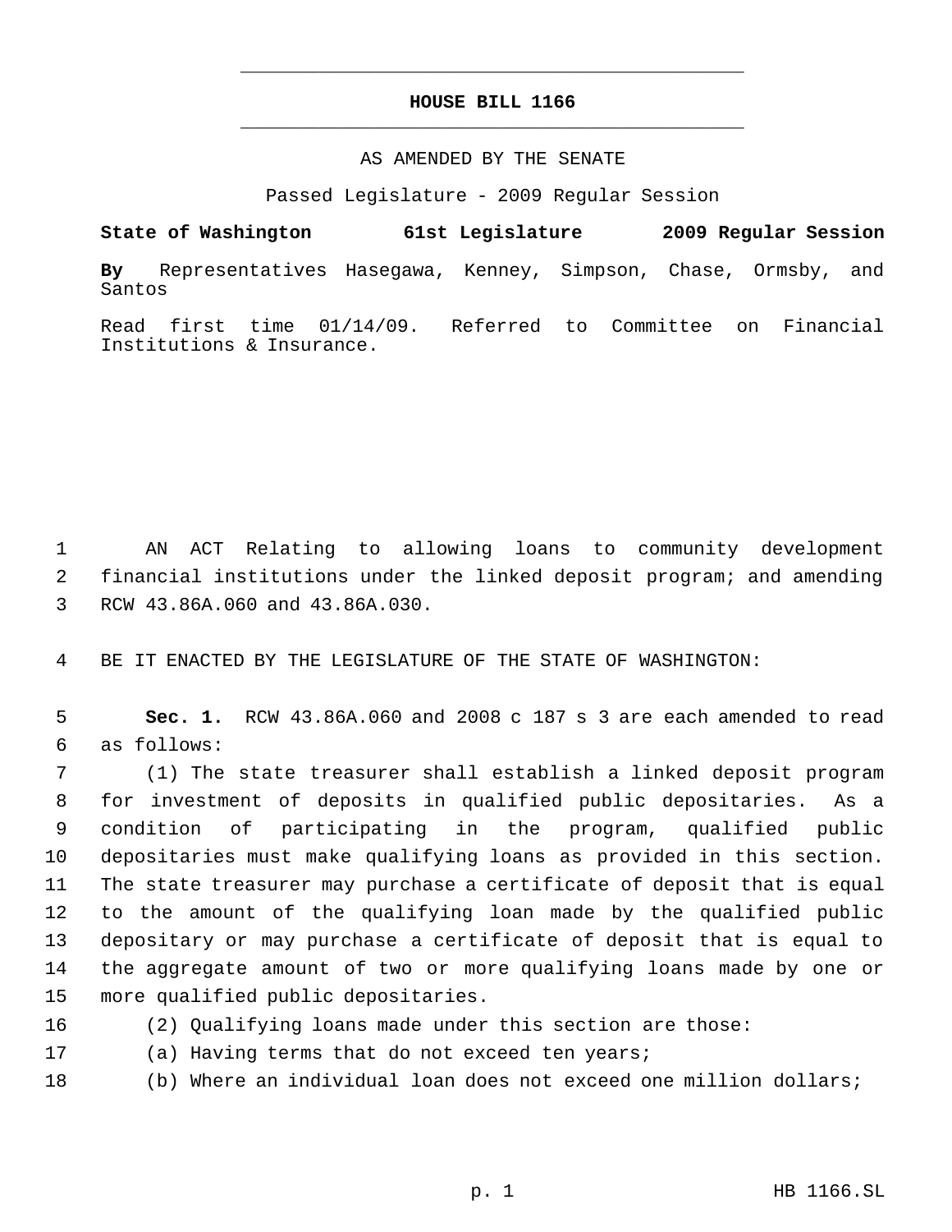# HOUSE BILL 1166

AS AMENDED BY THE SENATE

Passed Legislature - 2009 Regular Session

**State of Washington 61st Legislature 2009 Regular Session**

**By** Representatives Hasegawa, Kenney, Simpson, Chase, Ormsby, and Santos

Read first time 01/14/09. Referred to Committee on Financial Institutions & Insurance.

1 AN ACT Relating to allowing loans to community development
2 financial institutions under the linked deposit program; and amending
3 RCW 43.86A.060 and 43.86A.030.

4 BE IT ENACTED BY THE LEGISLATURE OF THE STATE OF WASHINGTON:

5 **Sec. 1.** RCW 43.86A.060 and 2008 c 187 s 3 are each amended to read
6 as follows:

7 (1) The state treasurer shall establish a linked deposit program
8 for investment of deposits in qualified public depositaries. As a
9 condition of participating in the program, qualified public
10 depositaries must make qualifying loans as provided in this section.
11 The state treasurer may purchase a certificate of deposit that is equal
12 to the amount of the qualifying loan made by the qualified public
13 depositary or may purchase a certificate of deposit that is equal to
14 the aggregate amount of two or more qualifying loans made by one or
15 more qualified public depositaries.

16 (2) Qualifying loans made under this section are those:

17 (a) Having terms that do not exceed ten years;

18 (b) Where an individual loan does not exceed one million dollars;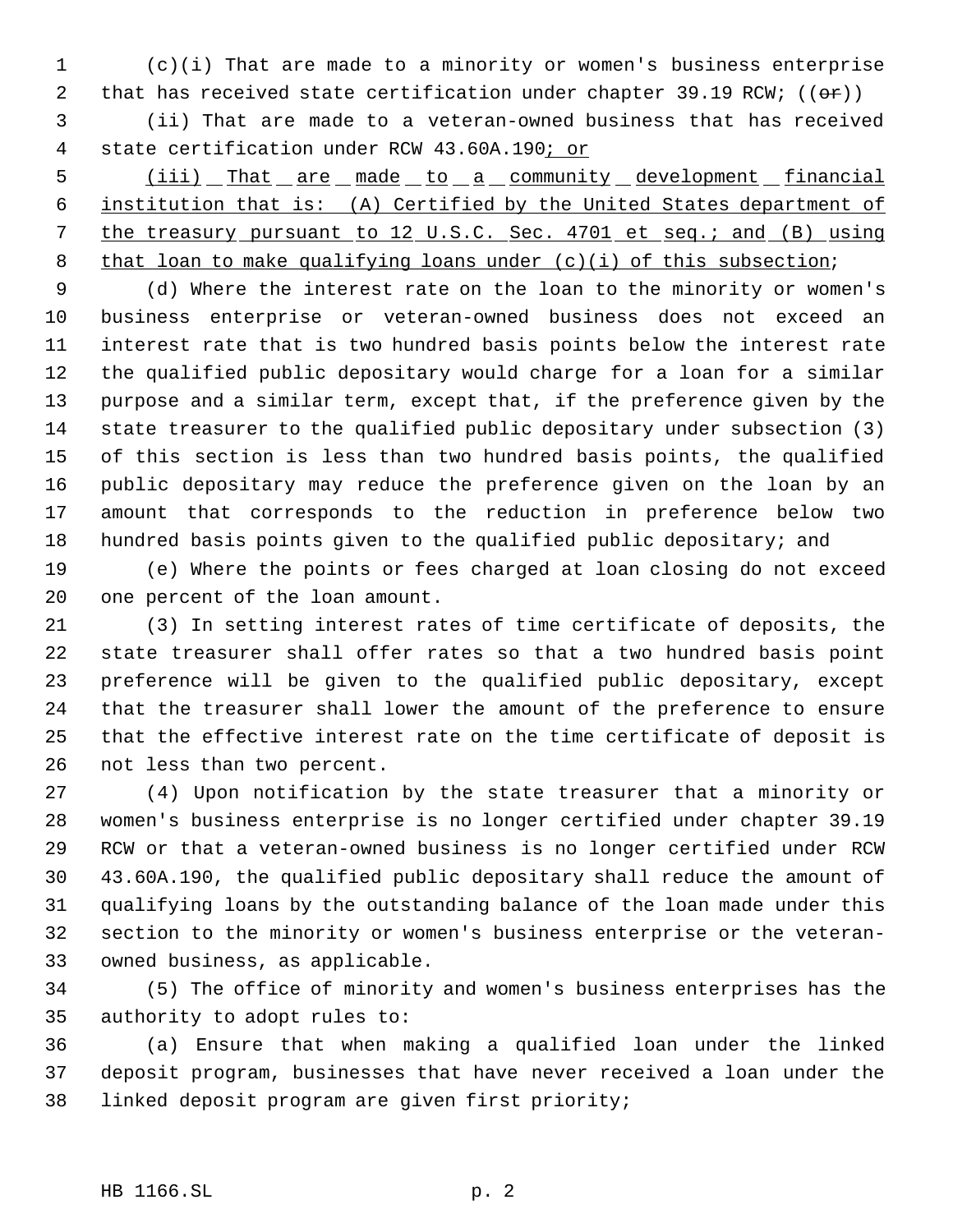(c)(i) That are made to a minority or women's business enterprise that has received state certification under chapter 39.19 RCW; ((~~or~~))

(ii) That are made to a veteran-owned business that has received state certification under RCW 43.60A.190<u>; or</u>

<u>(iii) That are made to a community development financial institution that is: (A) Certified by the United States department of the treasury pursuant to 12 U.S.C. Sec. 4701 et seq.; and (B) using that loan to make qualifying loans under (c)(i) of this subsection</u>;

(d) Where the interest rate on the loan to the minority or women's business enterprise or veteran-owned business does not exceed an interest rate that is two hundred basis points below the interest rate the qualified public depositary would charge for a loan for a similar purpose and a similar term, except that, if the preference given by the state treasurer to the qualified public depositary under subsection (3) of this section is less than two hundred basis points, the qualified public depositary may reduce the preference given on the loan by an amount that corresponds to the reduction in preference below two hundred basis points given to the qualified public depositary; and

(e) Where the points or fees charged at loan closing do not exceed one percent of the loan amount.

(3) In setting interest rates of time certificate of deposits, the state treasurer shall offer rates so that a two hundred basis point preference will be given to the qualified public depositary, except that the treasurer shall lower the amount of the preference to ensure that the effective interest rate on the time certificate of deposit is not less than two percent.

(4) Upon notification by the state treasurer that a minority or women's business enterprise is no longer certified under chapter 39.19 RCW or that a veteran-owned business is no longer certified under RCW 43.60A.190, the qualified public depositary shall reduce the amount of qualifying loans by the outstanding balance of the loan made under this section to the minority or women's business enterprise or the veteran-owned business, as applicable.

(5) The office of minority and women's business enterprises has the authority to adopt rules to:

(a) Ensure that when making a qualified loan under the linked deposit program, businesses that have never received a loan under the linked deposit program are given first priority;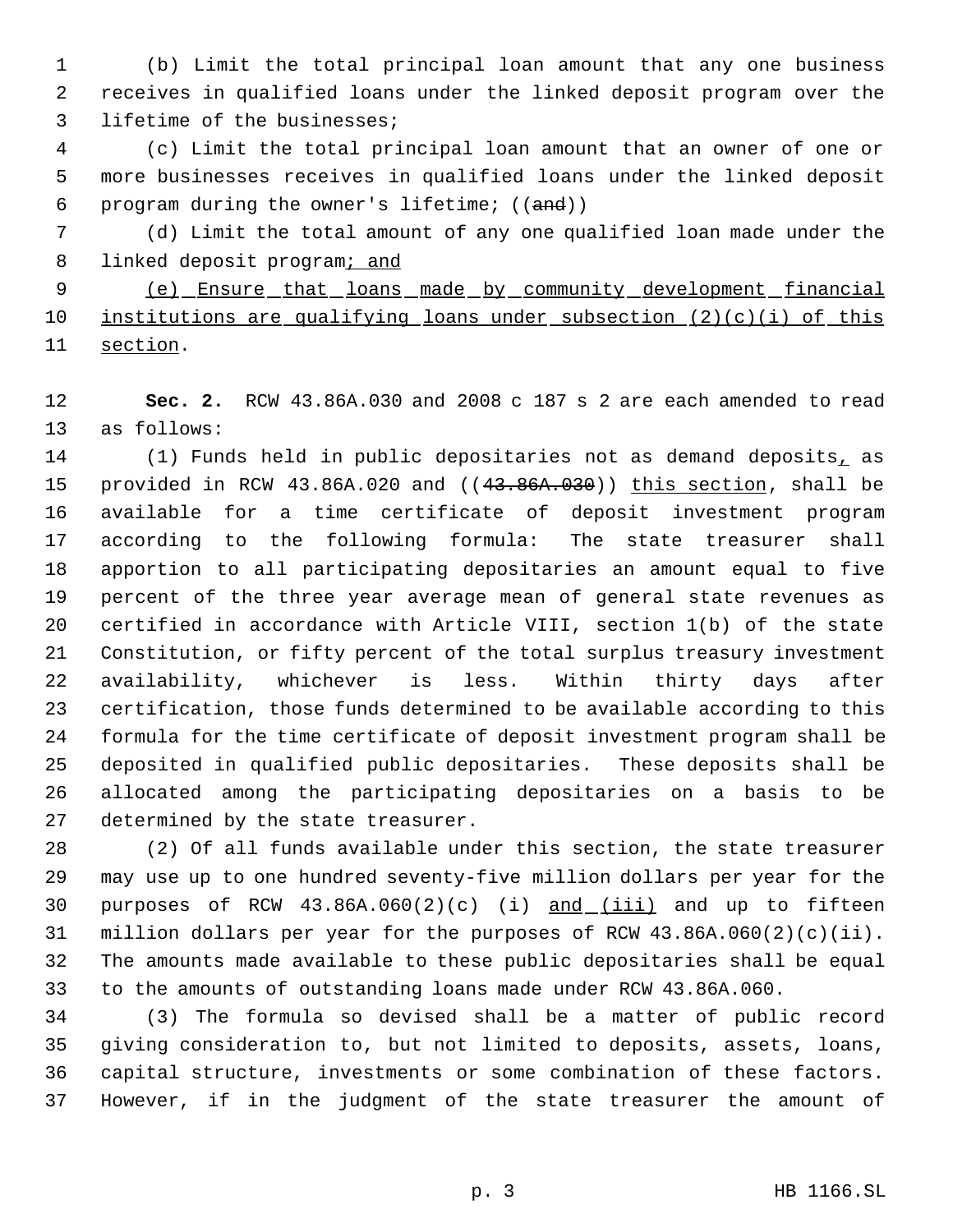(b) Limit the total principal loan amount that any one business receives in qualified loans under the linked deposit program over the lifetime of the businesses;

(c) Limit the total principal loan amount that an owner of one or more businesses receives in qualified loans under the linked deposit program during the owner's lifetime; ((~~and~~))

(d) Limit the total amount of any one qualified loan made under the linked deposit program<u>; and</u>

<u>(e) Ensure that loans made by community development financial institutions are qualifying loans under subsection (2)(c)(i) of this section</u>.

**Sec. 2.** RCW 43.86A.030 and 2008 c 187 s 2 are each amended to read as follows:

(1) Funds held in public depositaries not as demand deposits<u>,</u> as provided in RCW 43.86A.020 and ((~~43.86A.030~~)) <u>this section</u>, shall be available for a time certificate of deposit investment program according to the following formula: The state treasurer shall apportion to all participating depositaries an amount equal to five percent of the three year average mean of general state revenues as certified in accordance with Article VIII, section 1(b) of the state Constitution, or fifty percent of the total surplus treasury investment availability, whichever is less. Within thirty days after certification, those funds determined to be available according to this formula for the time certificate of deposit investment program shall be deposited in qualified public depositaries. These deposits shall be allocated among the participating depositaries on a basis to be determined by the state treasurer.

(2) Of all funds available under this section, the state treasurer may use up to one hundred seventy-five million dollars per year for the purposes of RCW 43.86A.060(2)(c) (i) <u>and (iii)</u> and up to fifteen million dollars per year for the purposes of RCW 43.86A.060(2)(c)(ii). The amounts made available to these public depositaries shall be equal to the amounts of outstanding loans made under RCW 43.86A.060.

(3) The formula so devised shall be a matter of public record giving consideration to, but not limited to deposits, assets, loans, capital structure, investments or some combination of these factors. However, if in the judgment of the state treasurer the amount of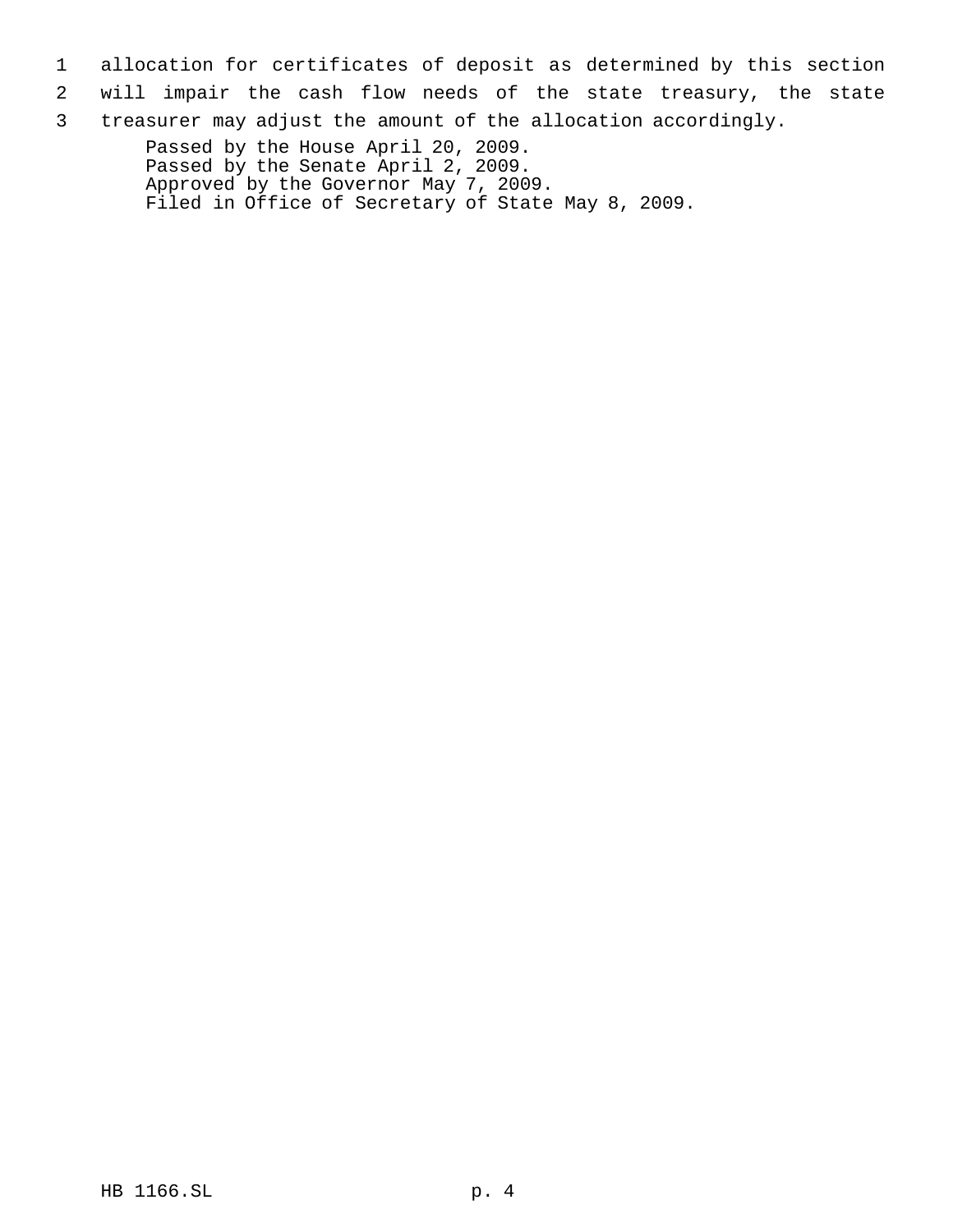allocation for certificates of deposit as determined by this section will impair the cash flow needs of the state treasury, the state treasurer may adjust the amount of the allocation accordingly.

Passed by the House April 20, 2009.
Passed by the Senate April 2, 2009.
Approved by the Governor May 7, 2009.
Filed in Office of Secretary of State May 8, 2009.